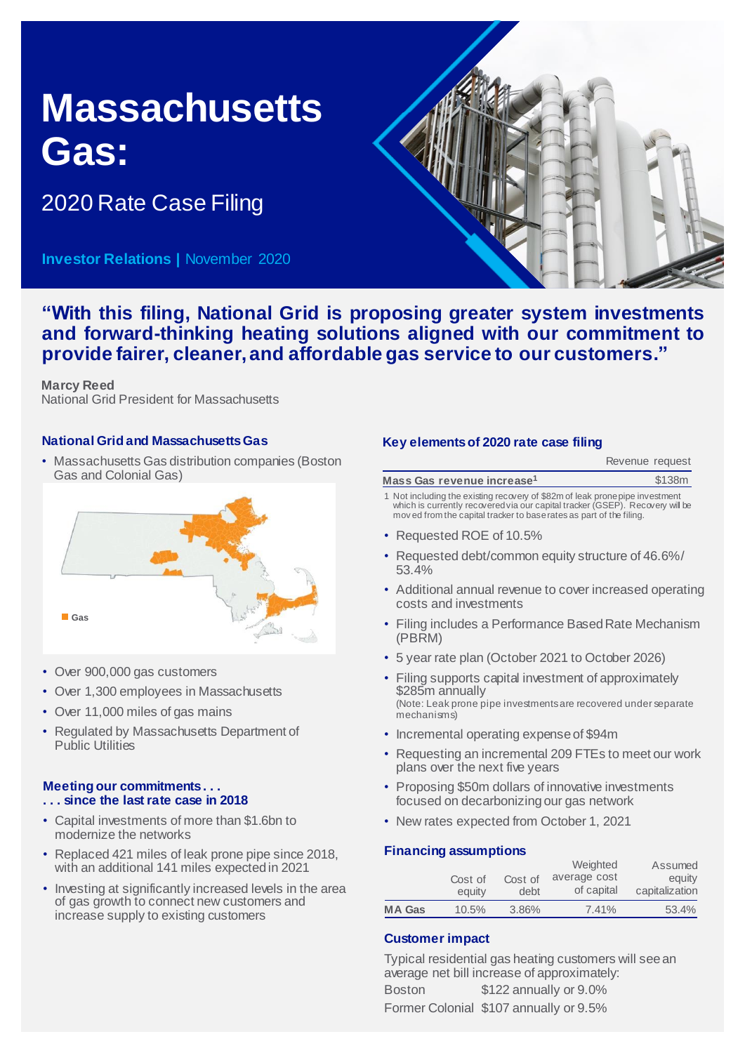# Massachusetts Gas:

## 2020 Rate Case Filing

**Investor Relations |** November 2020

**"With this filing, National Grid is proposing greater system investments and forward-thinking heating solutions aligned with our commitment to provide fairer, cleaner, and affordable gas service to our customers."**

**Marcy Reed**
National Grid President for Massachusetts

### National Grid and Massachusetts Gas

- Massachusetts Gas distribution companies (Boston Gas and Colonial Gas)

Gas

- Over 900,000 gas customers
- Over 1,300 employees in Massachusetts
- Over 11,000 miles of gas mains
- Regulated by Massachusetts Department of Public Utilities

### Meeting our commitments . . . . . . since the last rate case in 2018

- Capital investments of more than $1.6bn to modernize the networks
- Replaced 421 miles of leak prone pipe since 2018, with an additional 141 miles expected in 2021
- Investing at significantly increased levels in the area of gas growth to connect new customers and increase supply to existing customers

### Key elements of 2020 rate case filing

| | Revenue request |
|---|---|
| **Mass Gas revenue increase[1]** | $138m |

1 Not including the existing recovery of $82m of leak prone pipe investment which is currently recovered via our capital tracker (GSEP). Recovery will be moved from the capital tracker to base rates as part of the filing.

- Requested ROE of 10.5%
- Requested debt/common equity structure of 46.6%/ 53.4%
- Additional annual revenue to cover increased operating costs and investments
- Filing includes a Performance Based Rate Mechanism (PBRM)
- 5 year rate plan (October 2021 to October 2026)
- Filing supports capital investment of approximately $285m annually
  (Note: Leak prone pipe investments are recovered under separate mechanisms)
- Incremental operating expense of $94m
- Requesting an incremental 209 FTEs to meet our work plans over the next five years
- Proposing $50m dollars of innovative investments focused on decarbonizing our gas network
- New rates expected from October 1, 2021

### Financing assumptions

| | Cost of equity | Cost of debt | Weighted average cost of capital | Assumed equity capitalization |
|---|---|---|---|---|
| **MA Gas** | 10.5% | 3.86% | 7.41% | 53.4% |

### Customer impact

Typical residential gas heating customers will see an average net bill increase of approximately:

| | |
|---|---|
| Boston | $122 annually or 9.0% |
| Former Colonial | $107 annually or 9.5% |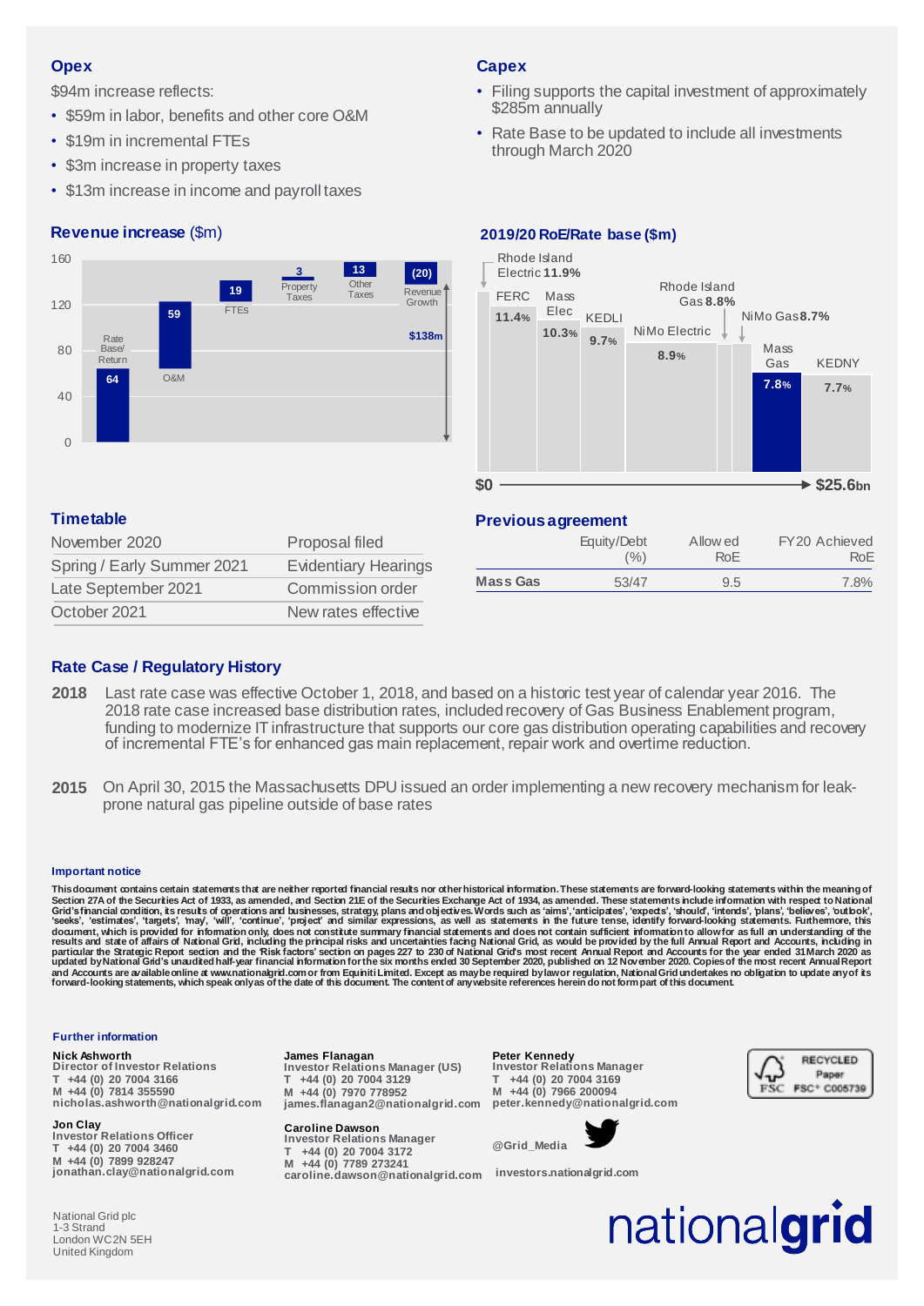## Opex

$94m increase reflects:

- $59m in labor, benefits and other core O&M
- $19m in incremental FTEs
- $3m increase in property taxes
- $13m increase in income and payroll taxes

## Capex

- Filing supports the capital investment of approximately $285m annually
- Rate Base to be updated to include all investments through March 2020

## Revenue increase ($m)

160
120
80
40
0

64 Rate Base/ Return
59 O&M
19 FTEs
3 Property Taxes
13 Other Taxes
(20) Revenue Growth
$138m

## 2019/20 RoE/Rate base ($m)

Rhode Island Electric 11.9%
FERC 11.4%
Mass Elec 10.3%
KEDLI 9.7%
NiMo Electric 8.9%
Rhode Island Gas 8.8%
NiMo Gas 8.7%
Mass Gas 7.8%
KEDNY 7.7%

$0
$25.6bn

## Timetable

| | |
|---|---|
| November 2020 | Proposal filed |
| Spring / Early Summer 2021 | Evidentiary Hearings |
| Late September 2021 | Commission order |
| October 2021 | New rates effective |

## Previous agreement

| | Equity/Debt (%) | Allowed RoE | FY20 Achieved RoE |
|---|---|---|---|
| Mass Gas | 53/47 | 9.5 | 7.8% |

## Rate Case / Regulatory History

**2018** Last rate case was effective October 1, 2018, and based on a historic test year of calendar year 2016. The 2018 rate case increased base distribution rates, included recovery of Gas Business Enablement program, funding to modernize IT infrastructure that supports our core gas distribution operating capabilities and recovery of incremental FTE's for enhanced gas main replacement, repair work and overtime reduction.

**2015** On April 30, 2015 the Massachusetts DPU issued an order implementing a new recovery mechanism for leak-prone natural gas pipeline outside of base rates

### Important notice

This document contains certain statements that are neither reported financial results nor other historical information. These statements are forward-looking statements within the meaning of Section 27A of the Securities Act of 1933, as amended, and Section 21E of the Securities Exchange Act of 1934, as amended. These statements include information with respect to National Grid's financial condition, its results of operations and businesses, strategy, plans and objectives. Words such as 'aims', 'anticipates', 'expects', 'should', 'intends', 'plans', 'believes', 'outlook', 'seeks', 'estimates', 'targets', 'may', 'will', 'continue', 'project' and similar expressions, as well as statements in the future tense, identify forward-looking statements. Furthermore, this document, which is provided for information only, does not constitute summary financial statements and does not contain sufficient information to allow for as full an understanding of the results and state of affairs of National Grid, including the principal risks and uncertainties facing National Grid, as would be provided by the full Annual Report and Accounts, including in particular the Strategic Report section and the 'Risk factors' section on pages 227 to 230 of National Grid's most recent Annual Report and Accounts for the year ended 31 March 2020 as updated by National Grid's unaudited half-year financial information for the six months ended 30 September 2020, published on 12 November 2020. Copies of the most recent Annual Report and Accounts are available online at www.nationalgrid.com or from Equiniti Limited. Except as may be required by law or regulation, National Grid undertakes no obligation to update any of its forward-looking statements, which speak only as of the date of this document. The content of any website references herein do not form part of this document.

### Further information

**Nick Ashworth**
Director of Investor Relations
T +44 (0) 20 7004 3166
M +44 (0) 7814 355590
nicholas.ashworth@nationalgrid.com

**Jon Clay**
Investor Relations Officer
T +44 (0) 20 7004 3460
M +44 (0) 7899 928247
jonathan.clay@nationalgrid.com

**James Flanagan**
Investor Relations Manager (US)
T +44 (0) 20 7004 3129
M +44 (0) 7970 778952
james.flanagan2@nationalgrid.com

**Caroline Dawson**
Investor Relations Manager
T +44 (0) 20 7004 3172
M +44 (0) 7789 273241
caroline.dawson@nationalgrid.com

**Peter Kennedy**
Investor Relations Manager
T +44 (0) 20 7004 3169
M +44 (0) 7966 200094
peter.kennedy@nationalgrid.com

@Grid_Media

investors.nationalgrid.com

RECYCLED Paper FSC FSC® C005739

National Grid plc
1-3 Strand
London WC2N 5EH
United Kingdom

nationalgrid